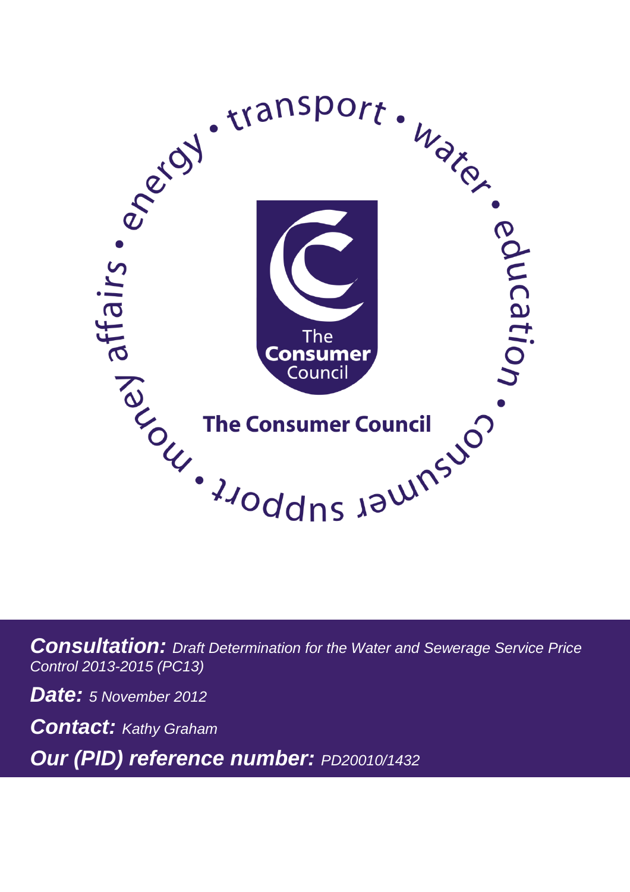The Consumer Council

**Consultation:** *Draft Determination for the Water and Sewerage Service Price Control 2013-2015 (PC13)*

**Date:** *5 November 2012*

**Contact:** *Kathy Graham*

**Our (PID) reference number:** *PD20010/1432*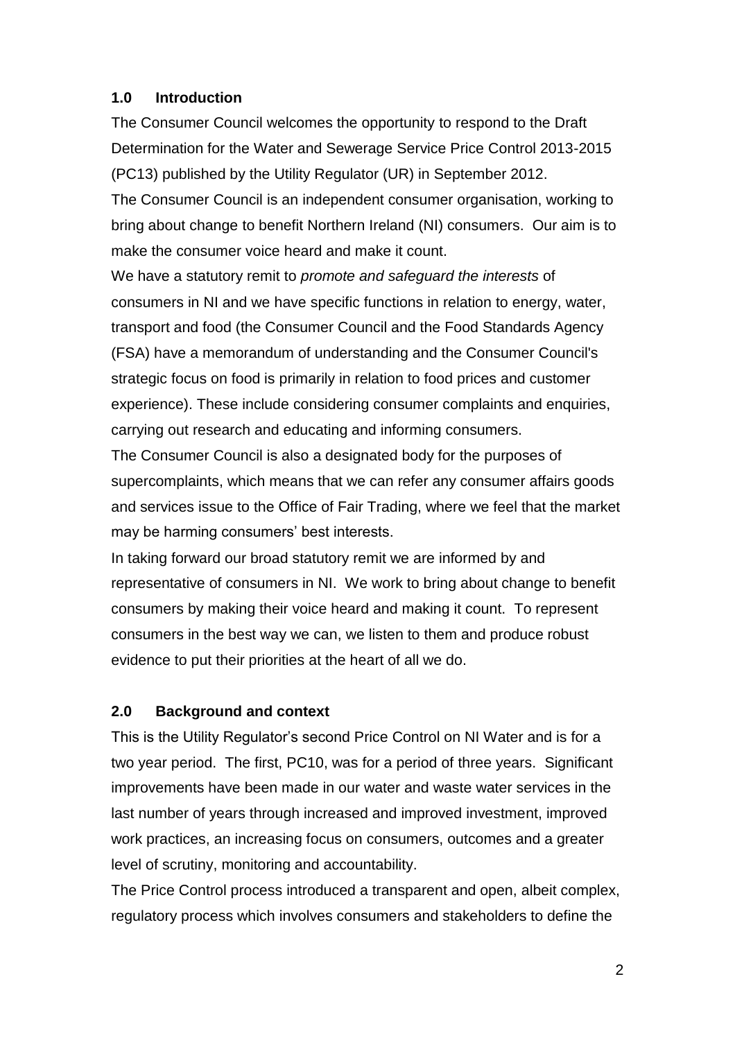## 1.0 Introduction

The Consumer Council welcomes the opportunity to respond to the Draft Determination for the Water and Sewerage Service Price Control 2013-2015 (PC13) published by the Utility Regulator (UR) in September 2012.

The Consumer Council is an independent consumer organisation, working to bring about change to benefit Northern Ireland (NI) consumers. Our aim is to make the consumer voice heard and make it count.

We have a statutory remit to *promote and safeguard the interests* of consumers in NI and we have specific functions in relation to energy, water, transport and food (the Consumer Council and the Food Standards Agency (FSA) have a memorandum of understanding and the Consumer Council's strategic focus on food is primarily in relation to food prices and customer experience). These include considering consumer complaints and enquiries, carrying out research and educating and informing consumers.

The Consumer Council is also a designated body for the purposes of supercomplaints, which means that we can refer any consumer affairs goods and services issue to the Office of Fair Trading, where we feel that the market may be harming consumers' best interests.

In taking forward our broad statutory remit we are informed by and representative of consumers in NI. We work to bring about change to benefit consumers by making their voice heard and making it count. To represent consumers in the best way we can, we listen to them and produce robust evidence to put their priorities at the heart of all we do.

## 2.0 Background and context

This is the Utility Regulator's second Price Control on NI Water and is for a two year period. The first, PC10, was for a period of three years. Significant improvements have been made in our water and waste water services in the last number of years through increased and improved investment, improved work practices, an increasing focus on consumers, outcomes and a greater level of scrutiny, monitoring and accountability.

The Price Control process introduced a transparent and open, albeit complex, regulatory process which involves consumers and stakeholders to define the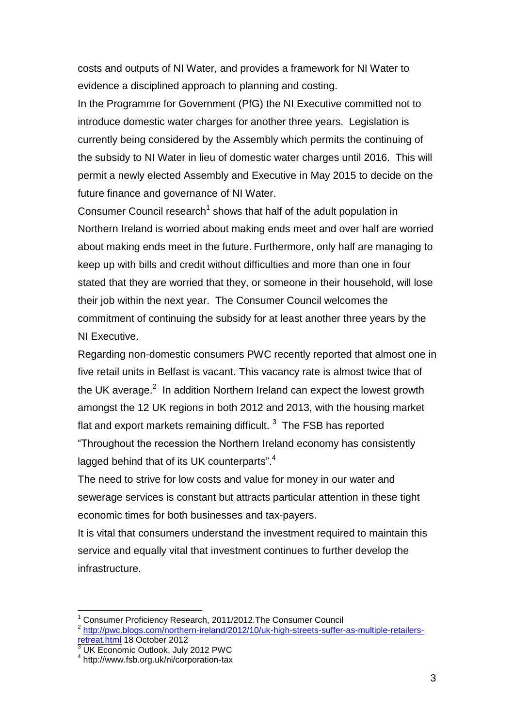costs and outputs of NI Water, and provides a framework for NI Water to evidence a disciplined approach to planning and costing.

In the Programme for Government (PfG) the NI Executive committed not to introduce domestic water charges for another three years. Legislation is currently being considered by the Assembly which permits the continuing of the subsidy to NI Water in lieu of domestic water charges until 2016. This will permit a newly elected Assembly and Executive in May 2015 to decide on the future finance and governance of NI Water.

Consumer Council research[1] shows that half of the adult population in Northern Ireland is worried about making ends meet and over half are worried about making ends meet in the future. Furthermore, only half are managing to keep up with bills and credit without difficulties and more than one in four stated that they are worried that they, or someone in their household, will lose their job within the next year. The Consumer Council welcomes the commitment of continuing the subsidy for at least another three years by the NI Executive.

Regarding non-domestic consumers PWC recently reported that almost one in five retail units in Belfast is vacant. This vacancy rate is almost twice that of the UK average.[2] In addition Northern Ireland can expect the lowest growth amongst the 12 UK regions in both 2012 and 2013, with the housing market flat and export markets remaining difficult.[3] The FSB has reported "Throughout the recession the Northern Ireland economy has consistently lagged behind that of its UK counterparts".[4]

The need to strive for low costs and value for money in our water and sewerage services is constant but attracts particular attention in these tight economic times for both businesses and tax-payers.

It is vital that consumers understand the investment required to maintain this service and equally vital that investment continues to further develop the infrastructure.

---

[1] Consumer Proficiency Research, 2011/2012.The Consumer Council

[2] http://pwc.blogs.com/northern-ireland/2012/10/uk-high-streets-suffer-as-multiple-retailers-retreat.html 18 October 2012

[3] UK Economic Outlook, July 2012 PWC

[4] http://www.fsb.org.uk/ni/corporation-tax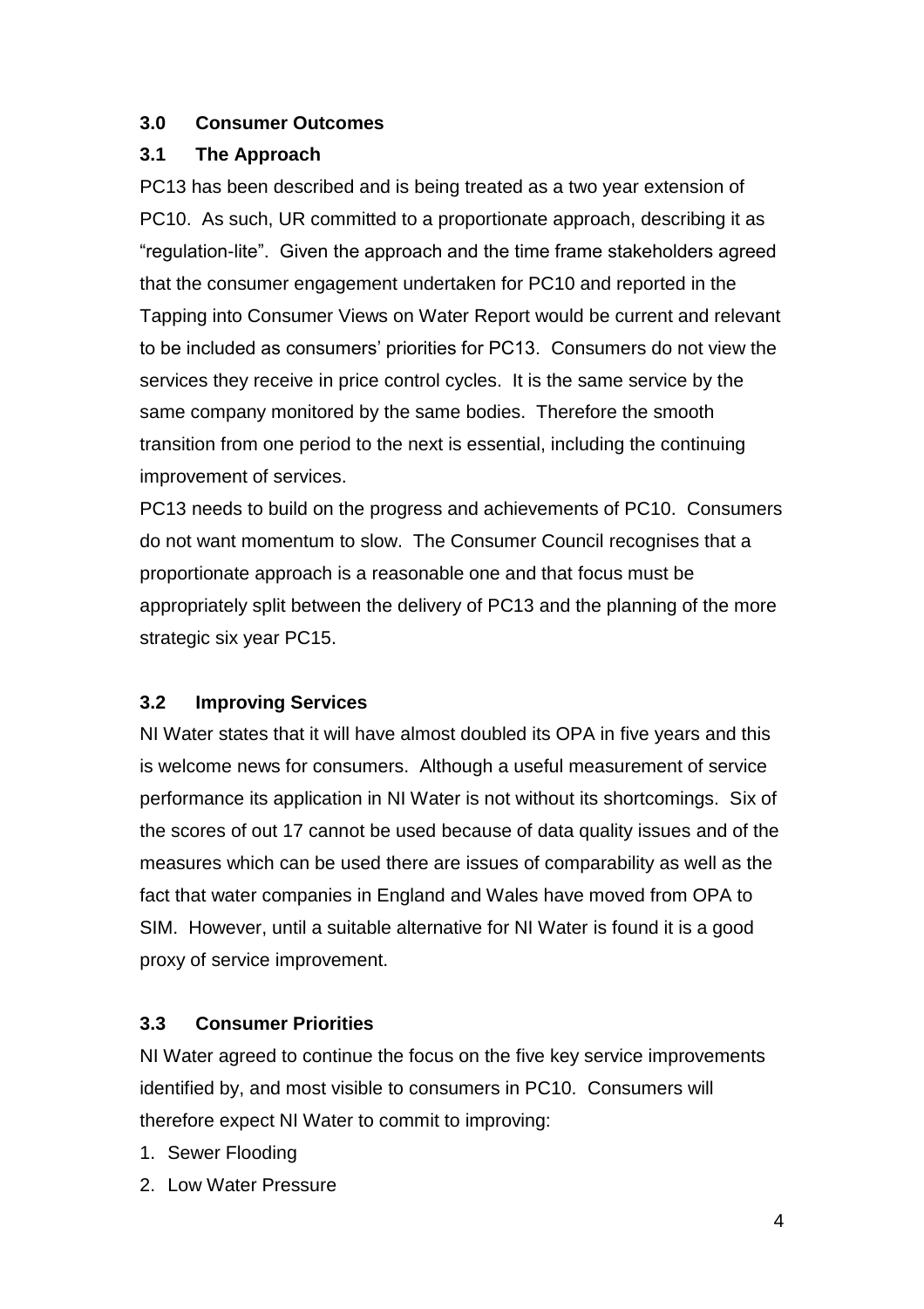## 3.0 Consumer Outcomes

### 3.1 The Approach

PC13 has been described and is being treated as a two year extension of PC10. As such, UR committed to a proportionate approach, describing it as "regulation-lite". Given the approach and the time frame stakeholders agreed that the consumer engagement undertaken for PC10 and reported in the Tapping into Consumer Views on Water Report would be current and relevant to be included as consumers' priorities for PC13. Consumers do not view the services they receive in price control cycles. It is the same service by the same company monitored by the same bodies. Therefore the smooth transition from one period to the next is essential, including the continuing improvement of services.

PC13 needs to build on the progress and achievements of PC10. Consumers do not want momentum to slow. The Consumer Council recognises that a proportionate approach is a reasonable one and that focus must be appropriately split between the delivery of PC13 and the planning of the more strategic six year PC15.

### 3.2 Improving Services

NI Water states that it will have almost doubled its OPA in five years and this is welcome news for consumers. Although a useful measurement of service performance its application in NI Water is not without its shortcomings. Six of the scores of out 17 cannot be used because of data quality issues and of the measures which can be used there are issues of comparability as well as the fact that water companies in England and Wales have moved from OPA to SIM. However, until a suitable alternative for NI Water is found it is a good proxy of service improvement.

### 3.3 Consumer Priorities

NI Water agreed to continue the focus on the five key service improvements identified by, and most visible to consumers in PC10. Consumers will therefore expect NI Water to commit to improving:

1. Sewer Flooding
2. Low Water Pressure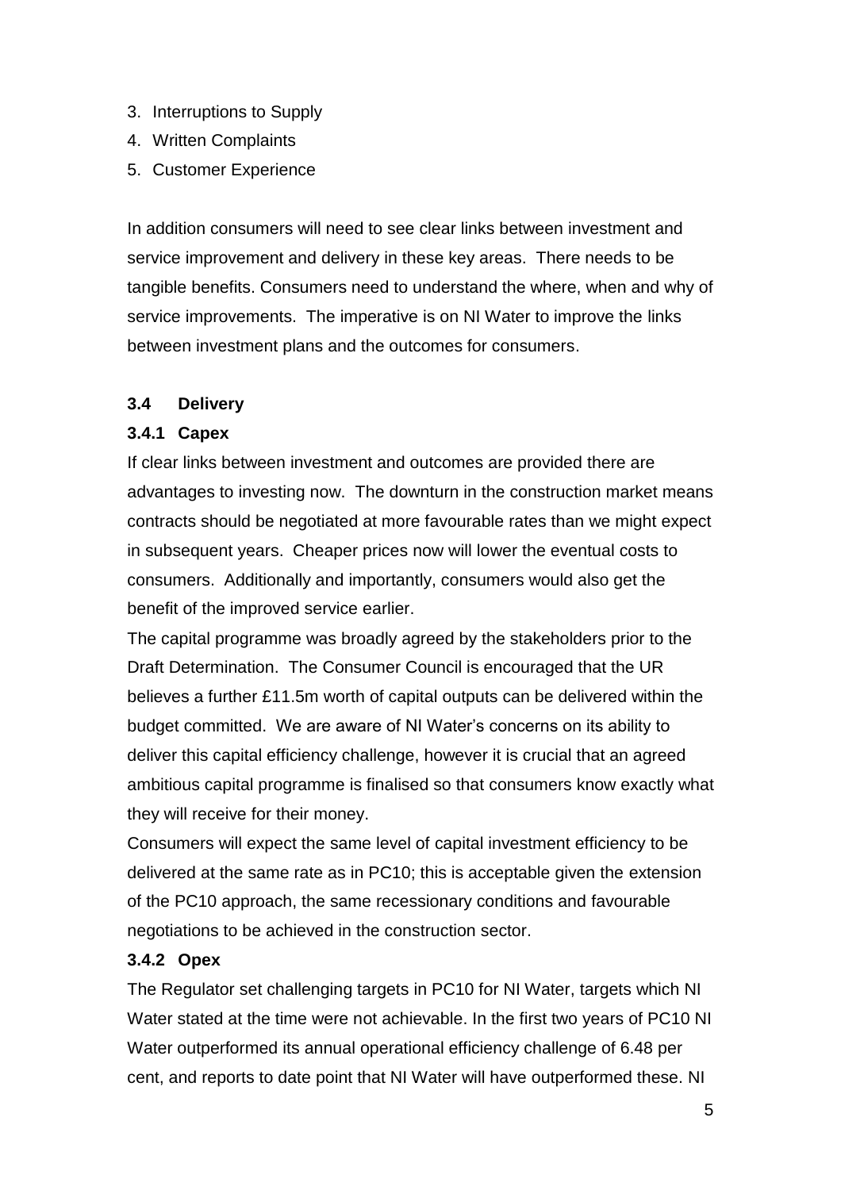3. Interruptions to Supply
4. Written Complaints
5. Customer Experience

In addition consumers will need to see clear links between investment and service improvement and delivery in these key areas. There needs to be tangible benefits. Consumers need to understand the where, when and why of service improvements. The imperative is on NI Water to improve the links between investment plans and the outcomes for consumers.

### 3.4 Delivery

#### 3.4.1 Capex

If clear links between investment and outcomes are provided there are advantages to investing now. The downturn in the construction market means contracts should be negotiated at more favourable rates than we might expect in subsequent years. Cheaper prices now will lower the eventual costs to consumers. Additionally and importantly, consumers would also get the benefit of the improved service earlier.

The capital programme was broadly agreed by the stakeholders prior to the Draft Determination. The Consumer Council is encouraged that the UR believes a further £11.5m worth of capital outputs can be delivered within the budget committed. We are aware of NI Water's concerns on its ability to deliver this capital efficiency challenge, however it is crucial that an agreed ambitious capital programme is finalised so that consumers know exactly what they will receive for their money.

Consumers will expect the same level of capital investment efficiency to be delivered at the same rate as in PC10; this is acceptable given the extension of the PC10 approach, the same recessionary conditions and favourable negotiations to be achieved in the construction sector.

#### 3.4.2 Opex

The Regulator set challenging targets in PC10 for NI Water, targets which NI Water stated at the time were not achievable. In the first two years of PC10 NI Water outperformed its annual operational efficiency challenge of 6.48 per cent, and reports to date point that NI Water will have outperformed these. NI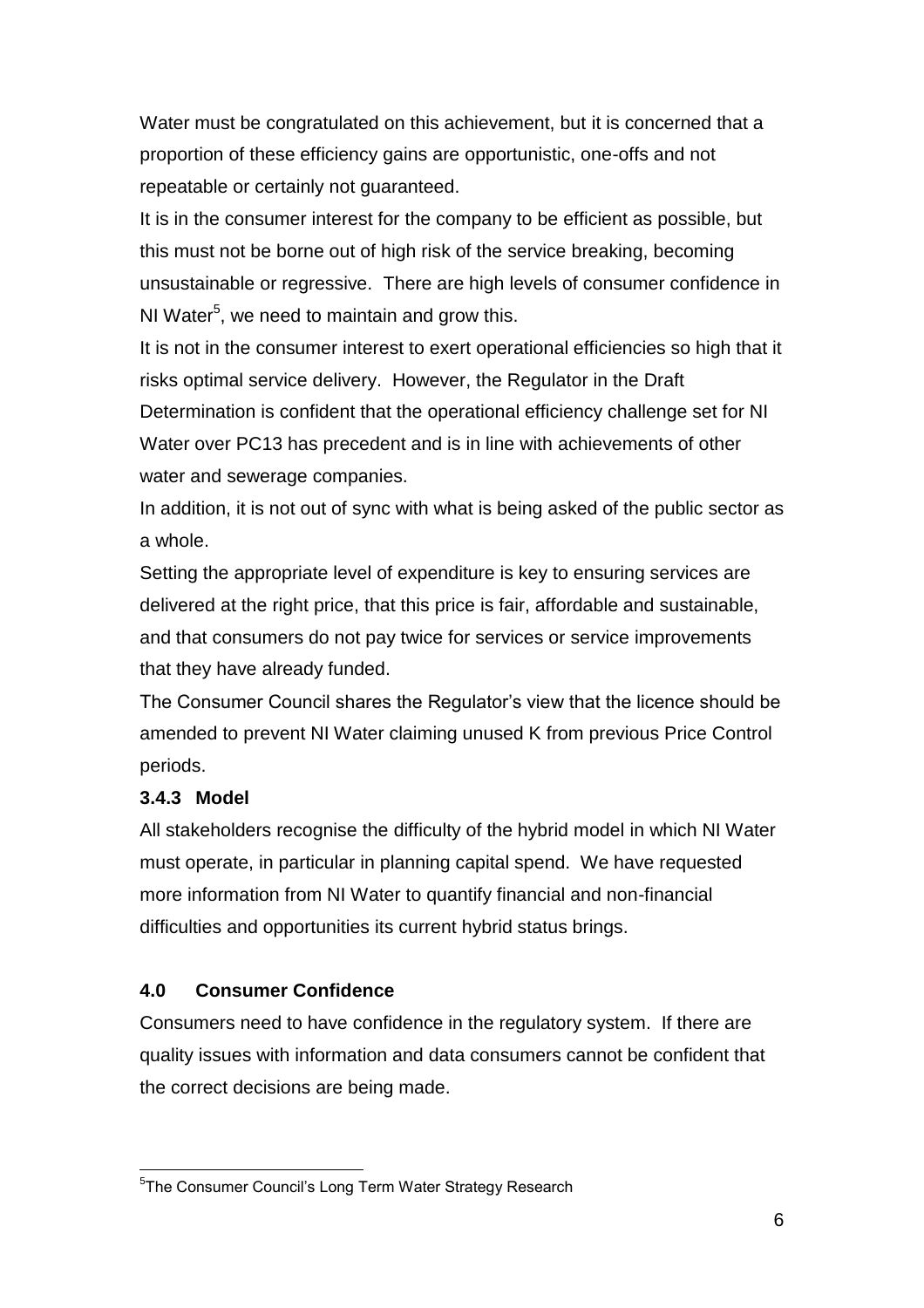Water must be congratulated on this achievement, but it is concerned that a proportion of these efficiency gains are opportunistic, one-offs and not repeatable or certainly not guaranteed.

It is in the consumer interest for the company to be efficient as possible, but this must not be borne out of high risk of the service breaking, becoming unsustainable or regressive. There are high levels of consumer confidence in NI Water[5], we need to maintain and grow this.

It is not in the consumer interest to exert operational efficiencies so high that it risks optimal service delivery. However, the Regulator in the Draft Determination is confident that the operational efficiency challenge set for NI Water over PC13 has precedent and is in line with achievements of other water and sewerage companies.

In addition, it is not out of sync with what is being asked of the public sector as a whole.

Setting the appropriate level of expenditure is key to ensuring services are delivered at the right price, that this price is fair, affordable and sustainable, and that consumers do not pay twice for services or service improvements that they have already funded.

The Consumer Council shares the Regulator's view that the licence should be amended to prevent NI Water claiming unused K from previous Price Control periods.

### 3.4.3 Model

All stakeholders recognise the difficulty of the hybrid model in which NI Water must operate, in particular in planning capital spend. We have requested more information from NI Water to quantify financial and non-financial difficulties and opportunities its current hybrid status brings.

## 4.0 Consumer Confidence

Consumers need to have confidence in the regulatory system. If there are quality issues with information and data consumers cannot be confident that the correct decisions are being made.

---

[5] The Consumer Council's Long Term Water Strategy Research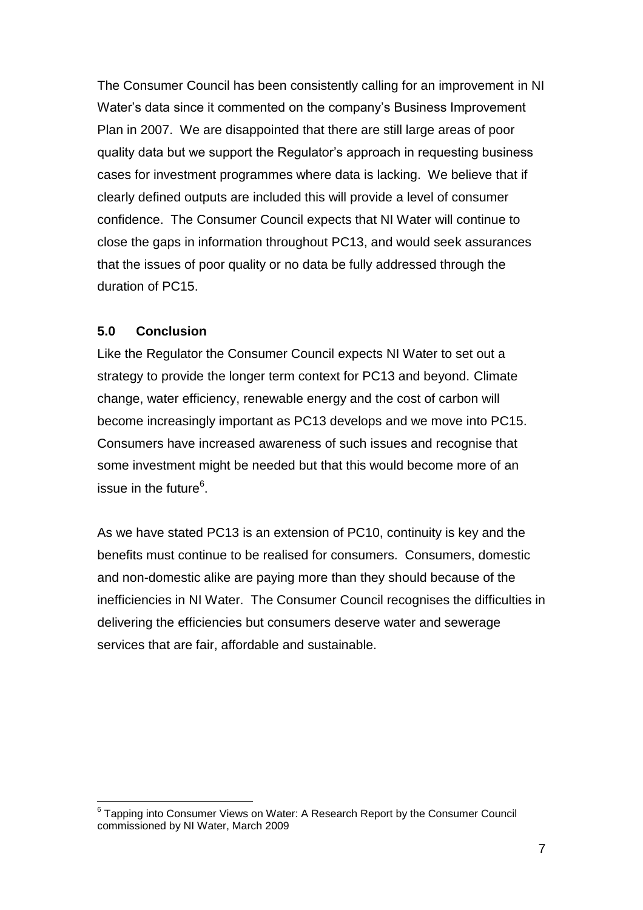The Consumer Council has been consistently calling for an improvement in NI Water's data since it commented on the company's Business Improvement Plan in 2007. We are disappointed that there are still large areas of poor quality data but we support the Regulator's approach in requesting business cases for investment programmes where data is lacking. We believe that if clearly defined outputs are included this will provide a level of consumer confidence. The Consumer Council expects that NI Water will continue to close the gaps in information throughout PC13, and would seek assurances that the issues of poor quality or no data be fully addressed through the duration of PC15.

## 5.0 Conclusion

Like the Regulator the Consumer Council expects NI Water to set out a strategy to provide the longer term context for PC13 and beyond. Climate change, water efficiency, renewable energy and the cost of carbon will become increasingly important as PC13 develops and we move into PC15. Consumers have increased awareness of such issues and recognise that some investment might be needed but that this would become more of an issue in the future[6].

As we have stated PC13 is an extension of PC10, continuity is key and the benefits must continue to be realised for consumers. Consumers, domestic and non-domestic alike are paying more than they should because of the inefficiencies in NI Water. The Consumer Council recognises the difficulties in delivering the efficiencies but consumers deserve water and sewerage services that are fair, affordable and sustainable.

---

[6] Tapping into Consumer Views on Water: A Research Report by the Consumer Council commissioned by NI Water, March 2009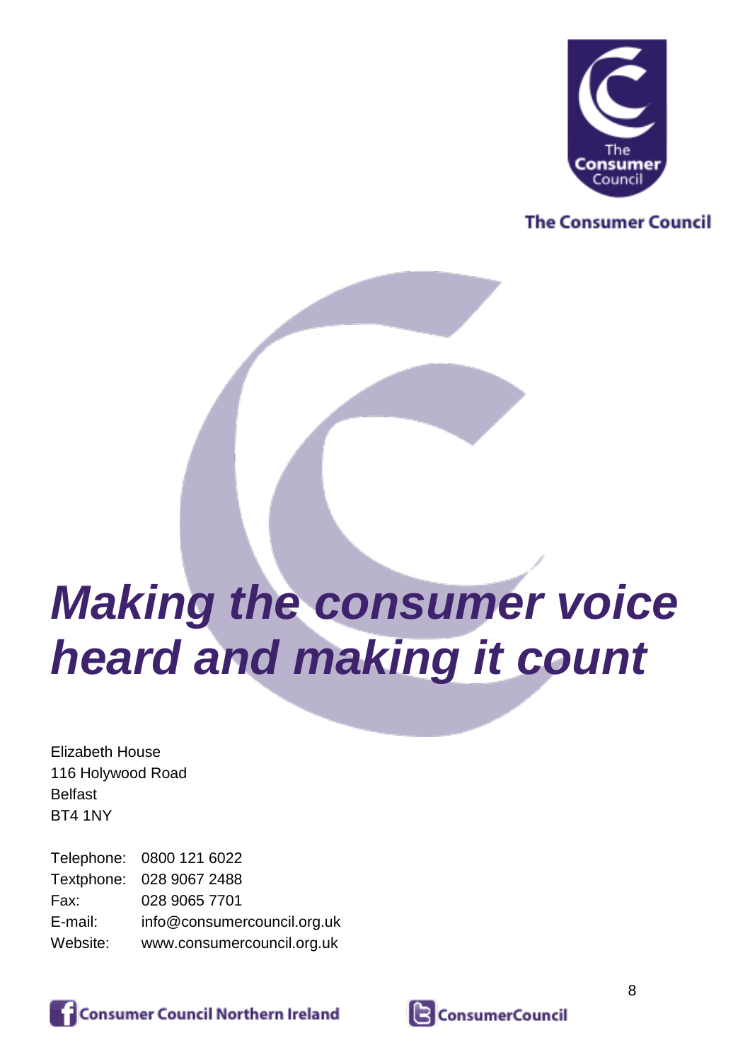The Consumer Council

# *Making the consumer voice heard and making it count*

Elizabeth House
116 Holywood Road
Belfast
BT4 1NY

| | |
|---|---|
| Telephone: | 0800 121 6022 |
| Textphone: | 028 9067 2488 |
| Fax: | 028 9065 7701 |
| E-mail: | info@consumercouncil.org.uk |
| Website: | www.consumercouncil.org.uk |

Consumer Council Northern Ireland

ConsumerCouncil